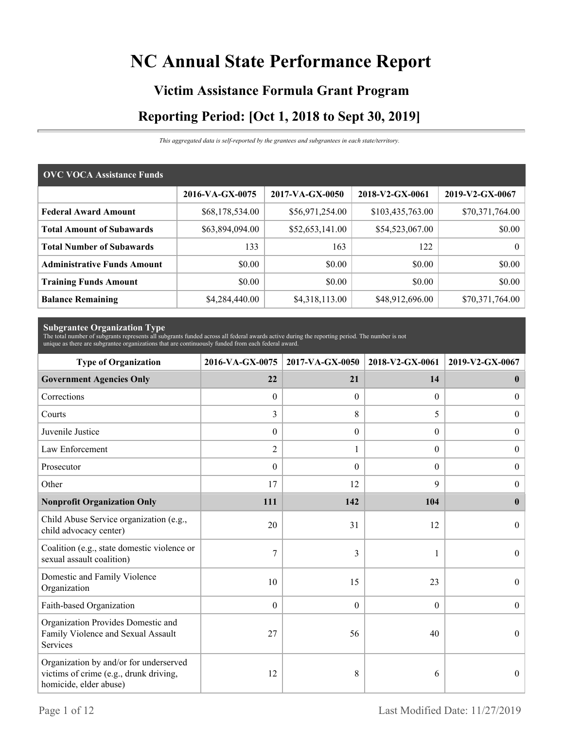# NC Annual State Performance Report

## Victim Assistance Formula Grant Program

## Reporting Period: [Oct 1, 2018 to Sept 30, 2019]

*This aggregated data is self-reported by the grantees and subgrantees in each state/territory.*

| OVC VOCA Assistance Funds | 2016-VA-GX-0075 | 2017-VA-GX-0050 | 2018-V2-GX-0061 | 2019-V2-GX-0067 |
|---|---|---|---|---|
| **Federal Award Amount** | $68,178,534.00 | $56,971,254.00 | $103,435,763.00 | $70,371,764.00 |
| **Total Amount of Subawards** | $63,894,094.00 | $52,653,141.00 | $54,523,067.00 | $0.00 |
| **Total Number of Subawards** | 133 | 163 | 122 | 0 |
| **Administrative Funds Amount** | $0.00 | $0.00 | $0.00 | $0.00 |
| **Training Funds Amount** | $0.00 | $0.00 | $0.00 | $0.00 |
| **Balance Remaining** | $4,284,440.00 | $4,318,113.00 | $48,912,696.00 | $70,371,764.00 |

**Subgrantee Organization Type**

The total number of subgrants represents all subgrants funded across all federal awards active during the reporting period. The number is not unique as there are subgrantee organizations that are continuously funded from each federal award.

| Type of Organization | 2016-VA-GX-0075 | 2017-VA-GX-0050 | 2018-V2-GX-0061 | 2019-V2-GX-0067 |
|---|---|---|---|---|
| **Government Agencies Only** | **22** | **21** | **14** | **0** |
| Corrections | 0 | 0 | 0 | 0 |
| Courts | 3 | 8 | 5 | 0 |
| Juvenile Justice | 0 | 0 | 0 | 0 |
| Law Enforcement | 2 | 1 | 0 | 0 |
| Prosecutor | 0 | 0 | 0 | 0 |
| Other | 17 | 12 | 9 | 0 |
| **Nonprofit Organization Only** | **111** | **142** | **104** | **0** |
| Child Abuse Service organization (e.g., child advocacy center) | 20 | 31 | 12 | 0 |
| Coalition (e.g., state domestic violence or sexual assault coalition) | 7 | 3 | 1 | 0 |
| Domestic and Family Violence Organization | 10 | 15 | 23 | 0 |
| Faith-based Organization | 0 | 0 | 0 | 0 |
| Organization Provides Domestic and Family Violence and Sexual Assault Services | 27 | 56 | 40 | 0 |
| Organization by and/or for underserved victims of crime (e.g., drunk driving, homicide, elder abuse) | 12 | 8 | 6 | 0 |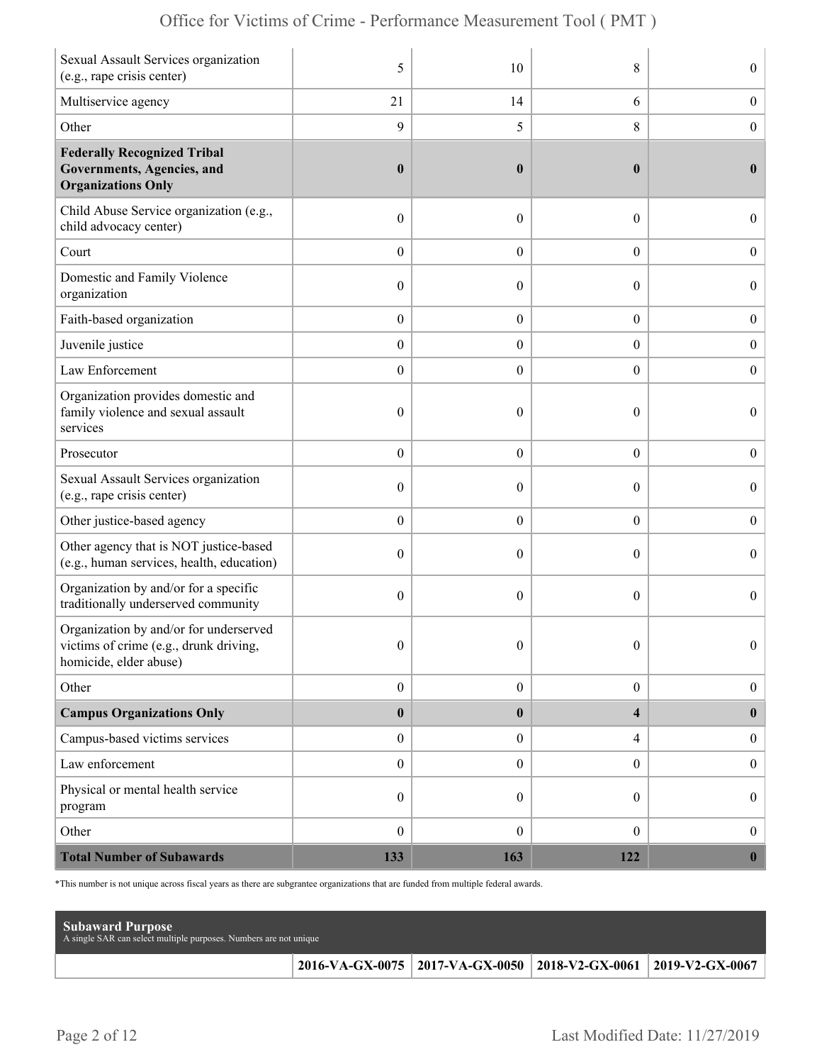| | | | | |
|---|---|---|---|---|
| Sexual Assault Services organization (e.g., rape crisis center) | 5 | 10 | 8 | 0 |
| Multiservice agency | 21 | 14 | 6 | 0 |
| Other | 9 | 5 | 8 | 0 |
| **Federally Recognized Tribal Governments, Agencies, and Organizations Only** | **0** | **0** | **0** | **0** |
| Child Abuse Service organization (e.g., child advocacy center) | 0 | 0 | 0 | 0 |
| Court | 0 | 0 | 0 | 0 |
| Domestic and Family Violence organization | 0 | 0 | 0 | 0 |
| Faith-based organization | 0 | 0 | 0 | 0 |
| Juvenile justice | 0 | 0 | 0 | 0 |
| Law Enforcement | 0 | 0 | 0 | 0 |
| Organization provides domestic and family violence and sexual assault services | 0 | 0 | 0 | 0 |
| Prosecutor | 0 | 0 | 0 | 0 |
| Sexual Assault Services organization (e.g., rape crisis center) | 0 | 0 | 0 | 0 |
| Other justice-based agency | 0 | 0 | 0 | 0 |
| Other agency that is NOT justice-based (e.g., human services, health, education) | 0 | 0 | 0 | 0 |
| Organization by and/or for a specific traditionally underserved community | 0 | 0 | 0 | 0 |
| Organization by and/or for underserved victims of crime (e.g., drunk driving, homicide, elder abuse) | 0 | 0 | 0 | 0 |
| Other | 0 | 0 | 0 | 0 |
| **Campus Organizations Only** | **0** | **0** | **4** | **0** |
| Campus-based victims services | 0 | 0 | 4 | 0 |
| Law enforcement | 0 | 0 | 0 | 0 |
| Physical or mental health service program | 0 | 0 | 0 | 0 |
| Other | 0 | 0 | 0 | 0 |
| **Total Number of Subawards** | **133** | **163** | **122** | **0** |

*This number is not unique across fiscal years as there are subgrantee organizations that are funded from multiple federal awards.

**Subaward Purpose**
A single SAR can select multiple purposes. Numbers are not unique

| | 2016-VA-GX-0075 | 2017-VA-GX-0050 | 2018-V2-GX-0061 | 2019-V2-GX-0067 |
|---|---|---|---|---|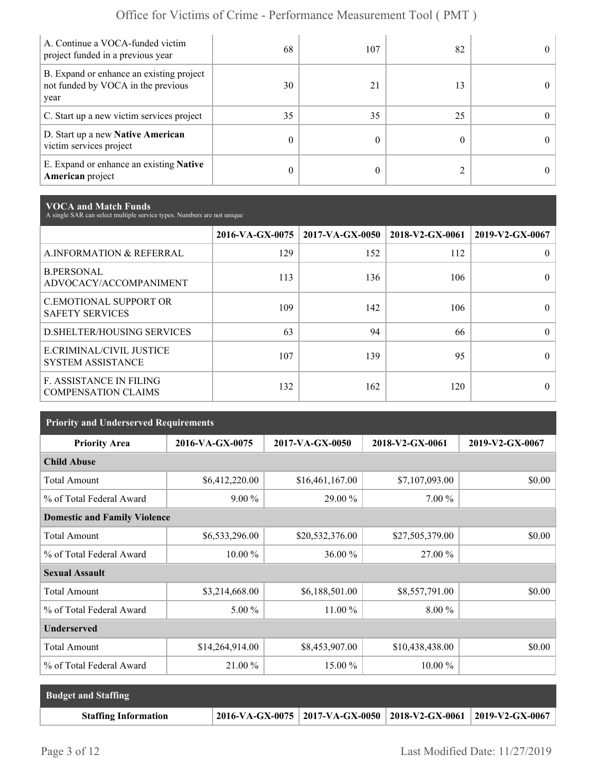| | | | | |
|---|---|---|---|---|
| A. Continue a VOCA-funded victim project funded in a previous year | 68 | 107 | 82 | 0 |
| B. Expand or enhance an existing project not funded by VOCA in the previous year | 30 | 21 | 13 | 0 |
| C. Start up a new victim services project | 35 | 35 | 25 | 0 |
| D. Start up a new **Native American** victim services project | 0 | 0 | 0 | 0 |
| E. Expand or enhance an existing **Native American** project | 0 | 0 | 2 | 0 |

## VOCA and Match Funds

A single SAR can select multiple service types. Numbers are not unique

| | 2016-VA-GX-0075 | 2017-VA-GX-0050 | 2018-V2-GX-0061 | 2019-V2-GX-0067 |
|---|---|---|---|---|
| A.INFORMATION & REFERRAL | 129 | 152 | 112 | 0 |
| B.PERSONAL ADVOCACY/ACCOMPANIMENT | 113 | 136 | 106 | 0 |
| C.EMOTIONAL SUPPORT OR SAFETY SERVICES | 109 | 142 | 106 | 0 |
| D.SHELTER/HOUSING SERVICES | 63 | 94 | 66 | 0 |
| E.CRIMINAL/CIVIL JUSTICE SYSTEM ASSISTANCE | 107 | 139 | 95 | 0 |
| F. ASSISTANCE IN FILING COMPENSATION CLAIMS | 132 | 162 | 120 | 0 |

## Priority and Underserved Requirements

| Priority Area | 2016-VA-GX-0075 | 2017-VA-GX-0050 | 2018-V2-GX-0061 | 2019-V2-GX-0067 |
|---|---|---|---|---|
| **Child Abuse** | | | | |
| Total Amount | $6,412,220.00 | $16,461,167.00 | $7,107,093.00 | $0.00 |
| % of Total Federal Award | 9.00 % | 29.00 % | 7.00 % | |
| **Domestic and Family Violence** | | | | |
| Total Amount | $6,533,296.00 | $20,532,376.00 | $27,505,379.00 | $0.00 |
| % of Total Federal Award | 10.00 % | 36.00 % | 27.00 % | |
| **Sexual Assault** | | | | |
| Total Amount | $3,214,668.00 | $6,188,501.00 | $8,557,791.00 | $0.00 |
| % of Total Federal Award | 5.00 % | 11.00 % | 8.00 % | |
| **Underserved** | | | | |
| Total Amount | $14,264,914.00 | $8,453,907.00 | $10,438,438.00 | $0.00 |
| % of Total Federal Award | 21.00 % | 15.00 % | 10.00 % | |

## Budget and Staffing

| Staffing Information | 2016-VA-GX-0075 | 2017-VA-GX-0050 | 2018-V2-GX-0061 | 2019-V2-GX-0067 |
|---|---|---|---|---|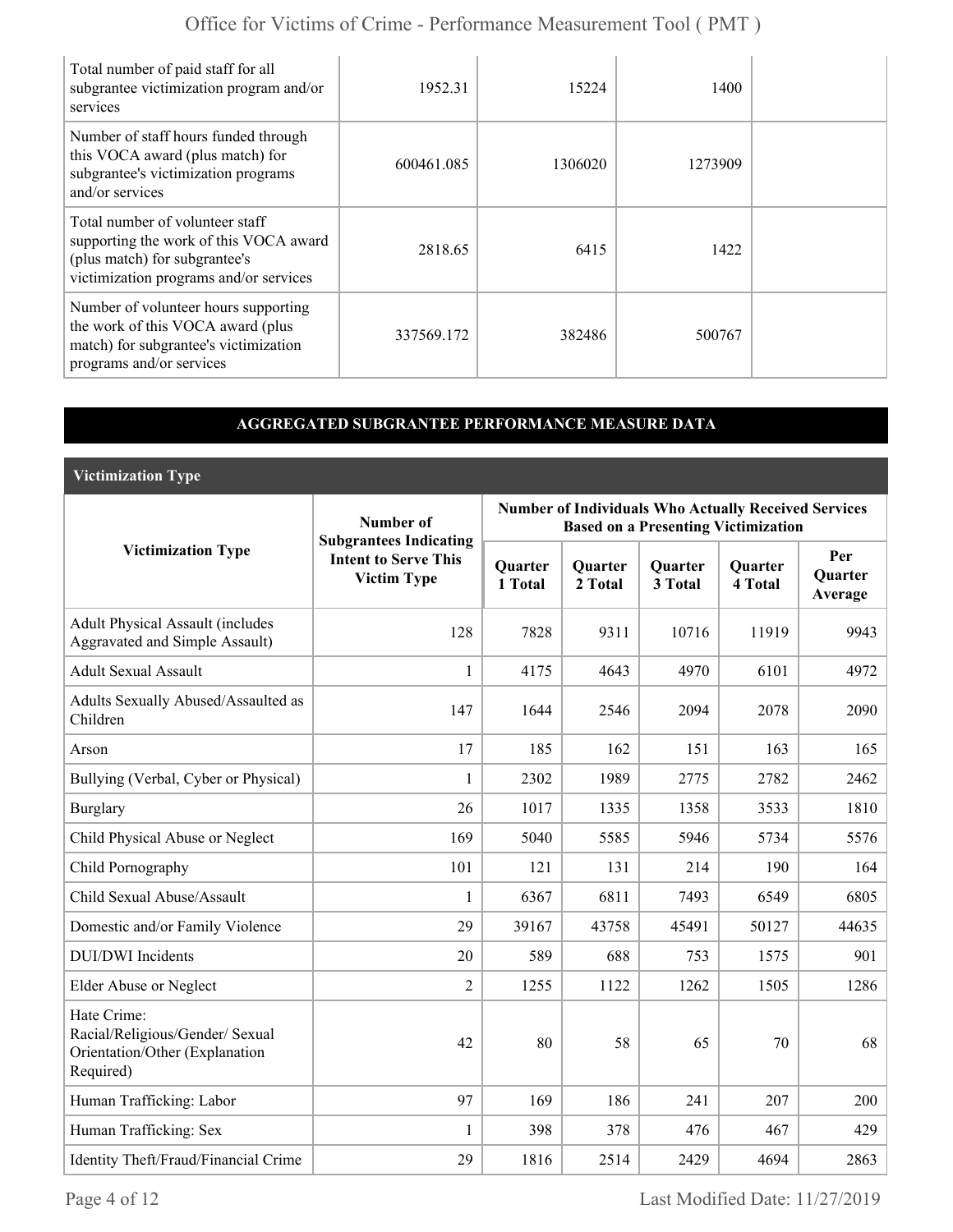| | | | | |
|---|---|---|---|---|
| Total number of paid staff for all subgrantee victimization program and/or services | 1952.31 | 15224 | 1400 | |
| Number of staff hours funded through this VOCA award (plus match) for subgrantee's victimization programs and/or services | 600461.085 | 1306020 | 1273909 | |
| Total number of volunteer staff supporting the work of this VOCA award (plus match) for subgrantee's victimization programs and/or services | 2818.65 | 6415 | 1422 | |
| Number of volunteer hours supporting the work of this VOCA award (plus match) for subgrantee's victimization programs and/or services | 337569.172 | 382486 | 500767 | |

## AGGREGATED SUBGRANTEE PERFORMANCE MEASURE DATA

### Victimization Type

| Victimization Type | Number of Subgrantees Indicating Intent to Serve This Victim Type | Number of Individuals Who Actually Received Services Based on a Presenting Victimization | | | | |
|---|---|---|---|---|---|---|
| | | Quarter 1 Total | Quarter 2 Total | Quarter 3 Total | Quarter 4 Total | Per Quarter Average |
| Adult Physical Assault (includes Aggravated and Simple Assault) | 128 | 7828 | 9311 | 10716 | 11919 | 9943 |
| Adult Sexual Assault | 1 | 4175 | 4643 | 4970 | 6101 | 4972 |
| Adults Sexually Abused/Assaulted as Children | 147 | 1644 | 2546 | 2094 | 2078 | 2090 |
| Arson | 17 | 185 | 162 | 151 | 163 | 165 |
| Bullying (Verbal, Cyber or Physical) | 1 | 2302 | 1989 | 2775 | 2782 | 2462 |
| Burglary | 26 | 1017 | 1335 | 1358 | 3533 | 1810 |
| Child Physical Abuse or Neglect | 169 | 5040 | 5585 | 5946 | 5734 | 5576 |
| Child Pornography | 101 | 121 | 131 | 214 | 190 | 164 |
| Child Sexual Abuse/Assault | 1 | 6367 | 6811 | 7493 | 6549 | 6805 |
| Domestic and/or Family Violence | 29 | 39167 | 43758 | 45491 | 50127 | 44635 |
| DUI/DWI Incidents | 20 | 589 | 688 | 753 | 1575 | 901 |
| Elder Abuse or Neglect | 2 | 1255 | 1122 | 1262 | 1505 | 1286 |
| Hate Crime: Racial/Religious/Gender/ Sexual Orientation/Other (Explanation Required) | 42 | 80 | 58 | 65 | 70 | 68 |
| Human Trafficking: Labor | 97 | 169 | 186 | 241 | 207 | 200 |
| Human Trafficking: Sex | 1 | 398 | 378 | 476 | 467 | 429 |
| Identity Theft/Fraud/Financial Crime | 29 | 1816 | 2514 | 2429 | 4694 | 2863 |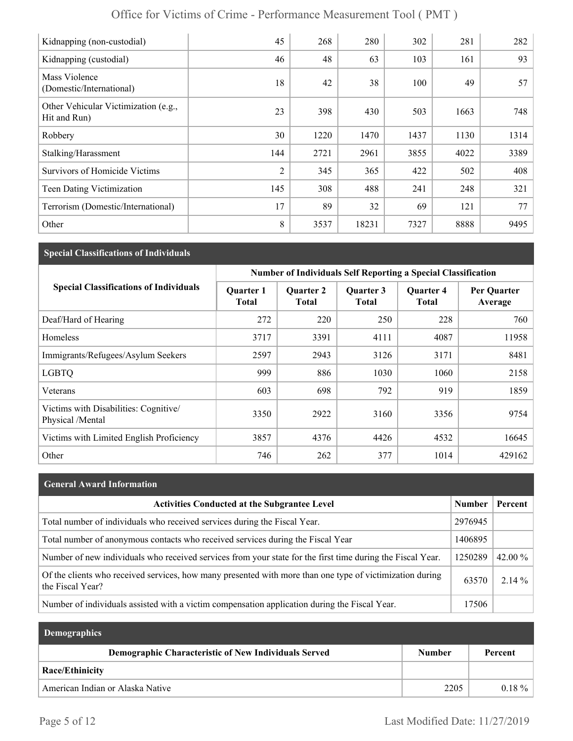| | | | | | | |
|---|---|---|---|---|---|---|
| Kidnapping (non-custodial) | 45 | 268 | 280 | 302 | 281 | 282 |
| Kidnapping (custodial) | 46 | 48 | 63 | 103 | 161 | 93 |
| Mass Violence (Domestic/International) | 18 | 42 | 38 | 100 | 49 | 57 |
| Other Vehicular Victimization (e.g., Hit and Run) | 23 | 398 | 430 | 503 | 1663 | 748 |
| Robbery | 30 | 1220 | 1470 | 1437 | 1130 | 1314 |
| Stalking/Harassment | 144 | 2721 | 2961 | 3855 | 4022 | 3389 |
| Survivors of Homicide Victims | 2 | 345 | 365 | 422 | 502 | 408 |
| Teen Dating Victimization | 145 | 308 | 488 | 241 | 248 | 321 |
| Terrorism (Domestic/International) | 17 | 89 | 32 | 69 | 121 | 77 |
| Other | 8 | 3537 | 18231 | 7327 | 8888 | 9495 |

## Special Classifications of Individuals

| Special Classifications of Individuals | Number of Individuals Self Reporting a Special Classification | | | | |
|---|---|---|---|---|---|
| | Quarter 1 Total | Quarter 2 Total | Quarter 3 Total | Quarter 4 Total | Per Quarter Average |
| Deaf/Hard of Hearing | 272 | 220 | 250 | 228 | 760 |
| Homeless | 3717 | 3391 | 4111 | 4087 | 11958 |
| Immigrants/Refugees/Asylum Seekers | 2597 | 2943 | 3126 | 3171 | 8481 |
| LGBTQ | 999 | 886 | 1030 | 1060 | 2158 |
| Veterans | 603 | 698 | 792 | 919 | 1859 |
| Victims with Disabilities: Cognitive/ Physical /Mental | 3350 | 2922 | 3160 | 3356 | 9754 |
| Victims with Limited English Proficiency | 3857 | 4376 | 4426 | 4532 | 16645 |
| Other | 746 | 262 | 377 | 1014 | 429162 |

## General Award Information

| Activities Conducted at the Subgrantee Level | Number | Percent |
|---|---|---|
| Total number of individuals who received services during the Fiscal Year. | 2976945 | |
| Total number of anonymous contacts who received services during the Fiscal Year | 1406895 | |
| Number of new individuals who received services from your state for the first time during the Fiscal Year. | 1250289 | 42.00 % |
| Of the clients who received services, how many presented with more than one type of victimization during the Fiscal Year? | 63570 | 2.14 % |
| Number of individuals assisted with a victim compensation application during the Fiscal Year. | 17506 | |

## Demographics

| Demographic Characteristic of New Individuals Served | Number | Percent |
|---|---|---|
| **Race/Ethinicity** | | |
| American Indian or Alaska Native | 2205 | 0.18 % |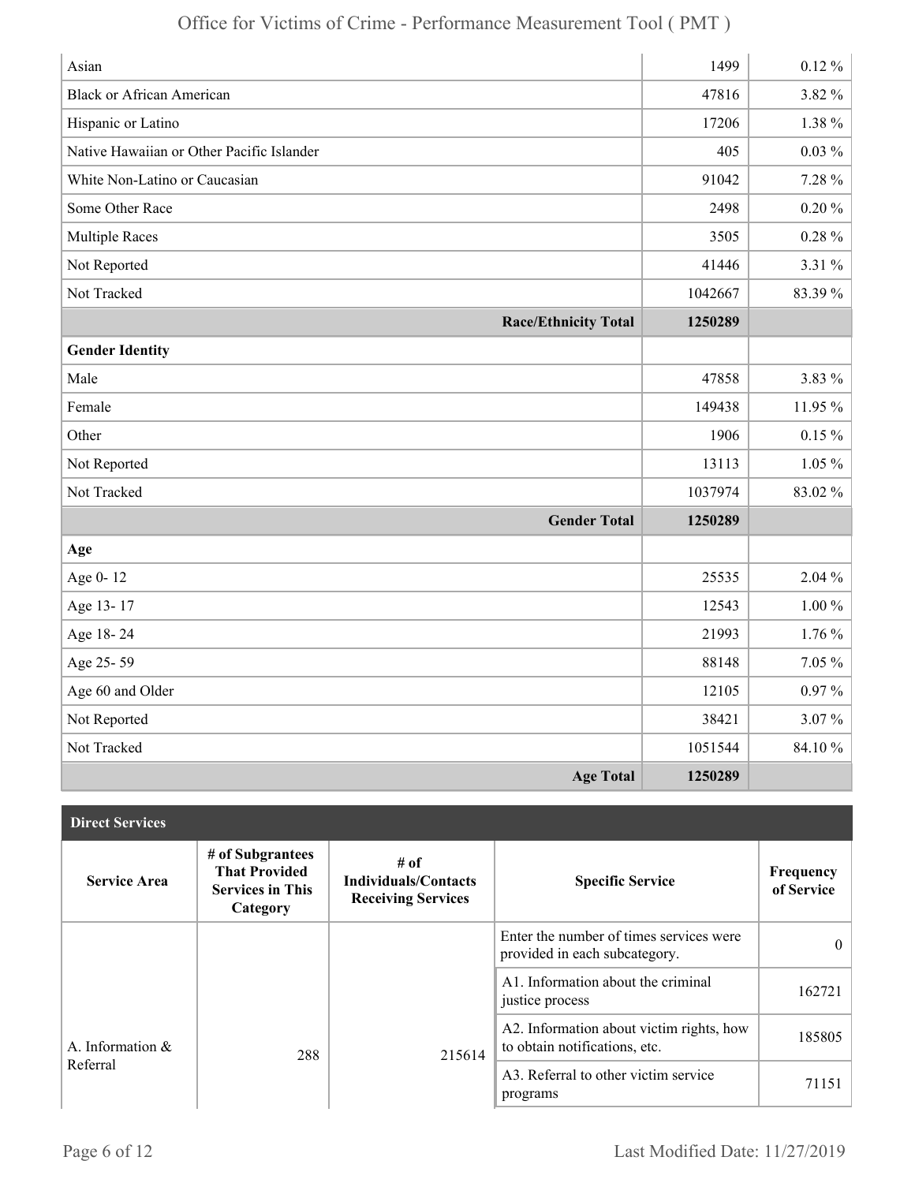| | | |
|---|---|---|
| Asian | 1499 | 0.12 % |
| Black or African American | 47816 | 3.82 % |
| Hispanic or Latino | 17206 | 1.38 % |
| Native Hawaiian or Other Pacific Islander | 405 | 0.03 % |
| White Non-Latino or Caucasian | 91042 | 7.28 % |
| Some Other Race | 2498 | 0.20 % |
| Multiple Races | 3505 | 0.28 % |
| Not Reported | 41446 | 3.31 % |
| Not Tracked | 1042667 | 83.39 % |
| **Race/Ethnicity Total** | **1250289** | |
| **Gender Identity** | | |
| Male | 47858 | 3.83 % |
| Female | 149438 | 11.95 % |
| Other | 1906 | 0.15 % |
| Not Reported | 13113 | 1.05 % |
| Not Tracked | 1037974 | 83.02 % |
| **Gender Total** | **1250289** | |
| **Age** | | |
| Age 0- 12 | 25535 | 2.04 % |
| Age 13- 17 | 12543 | 1.00 % |
| Age 18- 24 | 21993 | 1.76 % |
| Age 25- 59 | 88148 | 7.05 % |
| Age 60 and Older | 12105 | 0.97 % |
| Not Reported | 38421 | 3.07 % |
| Not Tracked | 1051544 | 84.10 % |
| **Age Total** | **1250289** | |

**Direct Services**

| Service Area | # of Subgrantees That Provided Services in This Category | # of Individuals/Contacts Receiving Services | Specific Service | Frequency of Service |
|---|---|---|---|---|
| A. Information & Referral | 288 | 215614 | Enter the number of times services were provided in each subcategory. | 0 |
| | | | A1. Information about the criminal justice process | 162721 |
| | | | A2. Information about victim rights, how to obtain notifications, etc. | 185805 |
| | | | A3. Referral to other victim service programs | 71151 |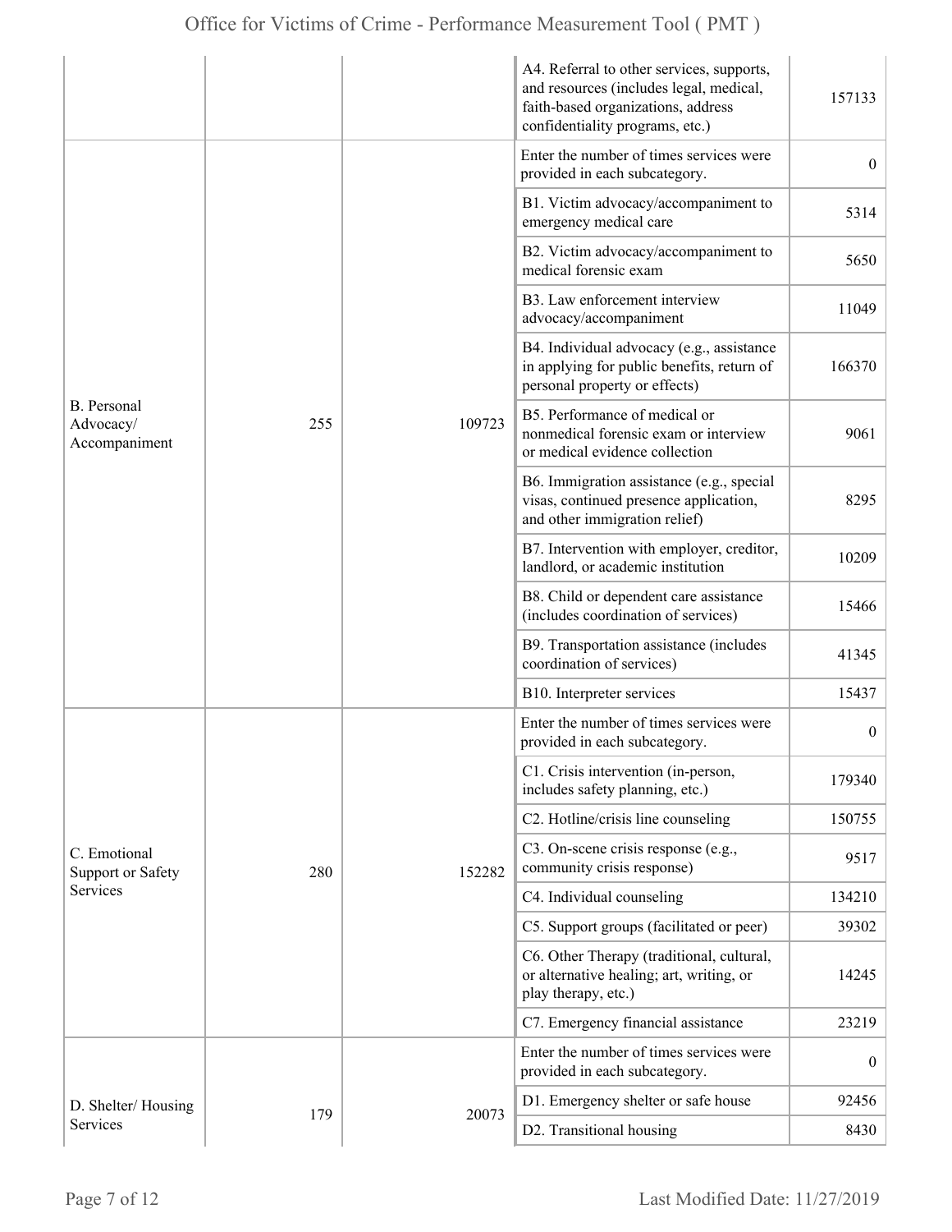| | | | | |
|---|---|---|---|---|
| | | | A4. Referral to other services, supports, and resources (includes legal, medical, faith-based organizations, address confidentiality programs, etc.) | 157133 |
| B. Personal Advocacy/ Accompaniment | 255 | 109723 | Enter the number of times services were provided in each subcategory. | 0 |
| | | | B1. Victim advocacy/accompaniment to emergency medical care | 5314 |
| | | | B2. Victim advocacy/accompaniment to medical forensic exam | 5650 |
| | | | B3. Law enforcement interview advocacy/accompaniment | 11049 |
| | | | B4. Individual advocacy (e.g., assistance in applying for public benefits, return of personal property or effects) | 166370 |
| | | | B5. Performance of medical or nonmedical forensic exam or interview or medical evidence collection | 9061 |
| | | | B6. Immigration assistance (e.g., special visas, continued presence application, and other immigration relief) | 8295 |
| | | | B7. Intervention with employer, creditor, landlord, or academic institution | 10209 |
| | | | B8. Child or dependent care assistance (includes coordination of services) | 15466 |
| | | | B9. Transportation assistance (includes coordination of services) | 41345 |
| | | | B10. Interpreter services | 15437 |
| C. Emotional Support or Safety Services | 280 | 152282 | Enter the number of times services were provided in each subcategory. | 0 |
| | | | C1. Crisis intervention (in-person, includes safety planning, etc.) | 179340 |
| | | | C2. Hotline/crisis line counseling | 150755 |
| | | | C3. On-scene crisis response (e.g., community crisis response) | 9517 |
| | | | C4. Individual counseling | 134210 |
| | | | C5. Support groups (facilitated or peer) | 39302 |
| | | | C6. Other Therapy (traditional, cultural, or alternative healing; art, writing, or play therapy, etc.) | 14245 |
| | | | C7. Emergency financial assistance | 23219 |
| D. Shelter/ Housing Services | 179 | 20073 | Enter the number of times services were provided in each subcategory. | 0 |
| | | | D1. Emergency shelter or safe house | 92456 |
| | | | D2. Transitional housing | 8430 |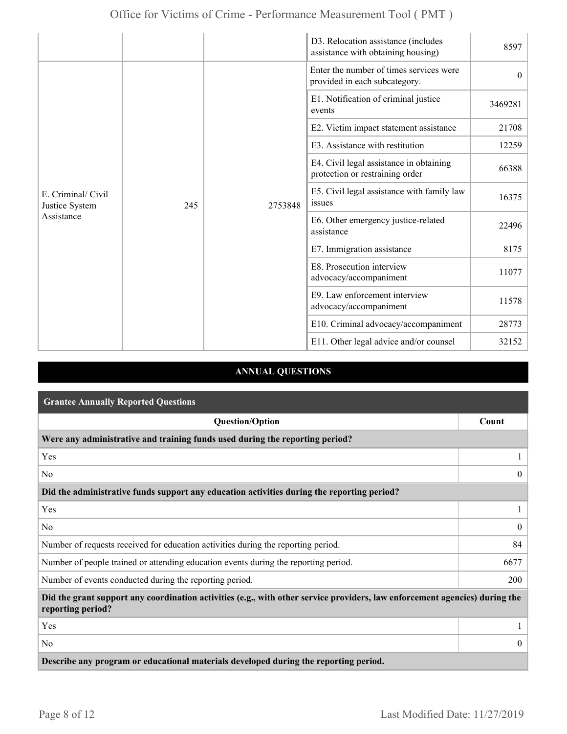| | | | | |
|---|---|---|---|---|
| | | | D3. Relocation assistance (includes assistance with obtaining housing) | 8597 |
| E. Criminal/ Civil Justice System Assistance | 245 | 2753848 | Enter the number of times services were provided in each subcategory. | 0 |
| | | | E1. Notification of criminal justice events | 3469281 |
| | | | E2. Victim impact statement assistance | 21708 |
| | | | E3. Assistance with restitution | 12259 |
| | | | E4. Civil legal assistance in obtaining protection or restraining order | 66388 |
| | | | E5. Civil legal assistance with family law issues | 16375 |
| | | | E6. Other emergency justice-related assistance | 22496 |
| | | | E7. Immigration assistance | 8175 |
| | | | E8. Prosecution interview advocacy/accompaniment | 11077 |
| | | | E9. Law enforcement interview advocacy/accompaniment | 11578 |
| | | | E10. Criminal advocacy/accompaniment | 28773 |
| | | | E11. Other legal advice and/or counsel | 32152 |

## ANNUAL QUESTIONS

### Grantee Annually Reported Questions

| Question/Option | Count |
|---|---|
| **Were any administrative and training funds used during the reporting period?** | |
| Yes | 1 |
| No | 0 |
| **Did the administrative funds support any education activities during the reporting period?** | |
| Yes | 1 |
| No | 0 |
| Number of requests received for education activities during the reporting period. | 84 |
| Number of people trained or attending education events during the reporting period. | 6677 |
| Number of events conducted during the reporting period. | 200 |
| **Did the grant support any coordination activities (e.g., with other service providers, law enforcement agencies) during the reporting period?** | |
| Yes | 1 |
| No | 0 |
| **Describe any program or educational materials developed during the reporting period.** | |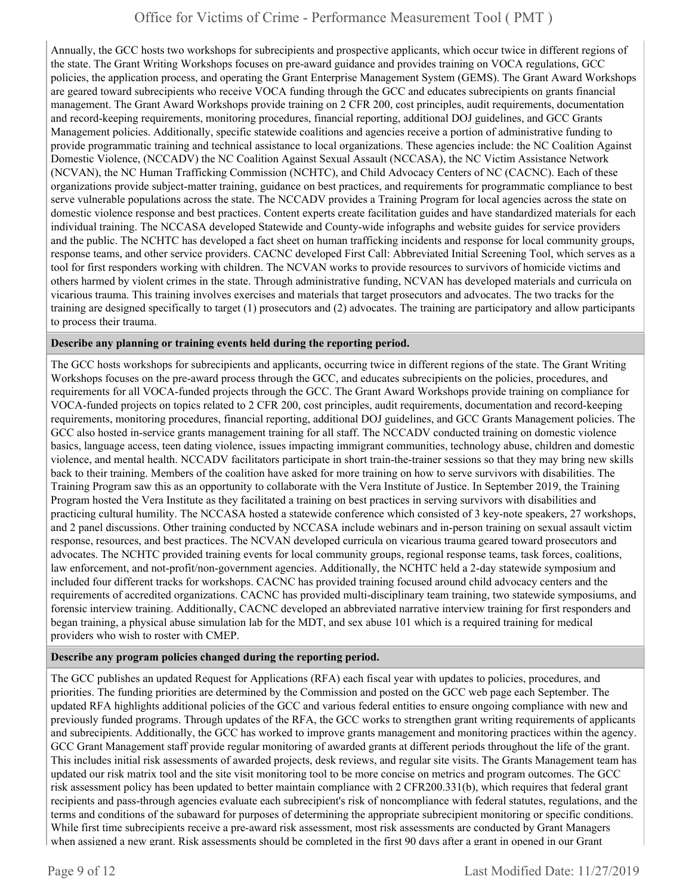Annually, the GCC hosts two workshops for subrecipients and prospective applicants, which occur twice in different regions of the state. The Grant Writing Workshops focuses on pre-award guidance and provides training on VOCA regulations, GCC policies, the application process, and operating the Grant Enterprise Management System (GEMS). The Grant Award Workshops are geared toward subrecipients who receive VOCA funding through the GCC and educates subrecipients on grants financial management. The Grant Award Workshops provide training on 2 CFR 200, cost principles, audit requirements, documentation and record-keeping requirements, monitoring procedures, financial reporting, additional DOJ guidelines, and GCC Grants Management policies. Additionally, specific statewide coalitions and agencies receive a portion of administrative funding to provide programmatic training and technical assistance to local organizations. These agencies include: the NC Coalition Against Domestic Violence, (NCCADV) the NC Coalition Against Sexual Assault (NCCASA), the NC Victim Assistance Network (NCVAN), the NC Human Trafficking Commission (NCHTC), and Child Advocacy Centers of NC (CACNC). Each of these organizations provide subject-matter training, guidance on best practices, and requirements for programmatic compliance to best serve vulnerable populations across the state. The NCCADV provides a Training Program for local agencies across the state on domestic violence response and best practices. Content experts create facilitation guides and have standardized materials for each individual training. The NCCASA developed Statewide and County-wide infographs and website guides for service providers and the public. The NCHTC has developed a fact sheet on human trafficking incidents and response for local community groups, response teams, and other service providers. CACNC developed First Call: Abbreviated Initial Screening Tool, which serves as a tool for first responders working with children. The NCVAN works to provide resources to survivors of homicide victims and others harmed by violent crimes in the state. Through administrative funding, NCVAN has developed materials and curricula on vicarious trauma. This training involves exercises and materials that target prosecutors and advocates. The two tracks for the training are designed specifically to target (1) prosecutors and (2) advocates. The training are participatory and allow participants to process their trauma.

**Describe any planning or training events held during the reporting period.**

The GCC hosts workshops for subrecipients and applicants, occurring twice in different regions of the state. The Grant Writing Workshops focuses on the pre-award process through the GCC, and educates subrecipients on the policies, procedures, and requirements for all VOCA-funded projects through the GCC. The Grant Award Workshops provide training on compliance for VOCA-funded projects on topics related to 2 CFR 200, cost principles, audit requirements, documentation and record-keeping requirements, monitoring procedures, financial reporting, additional DOJ guidelines, and GCC Grants Management policies. The GCC also hosted in-service grants management training for all staff. The NCCADV conducted training on domestic violence basics, language access, teen dating violence, issues impacting immigrant communities, technology abuse, children and domestic violence, and mental health. NCCADV facilitators participate in short train-the-trainer sessions so that they may bring new skills back to their training. Members of the coalition have asked for more training on how to serve survivors with disabilities. The Training Program saw this as an opportunity to collaborate with the Vera Institute of Justice. In September 2019, the Training Program hosted the Vera Institute as they facilitated a training on best practices in serving survivors with disabilities and practicing cultural humility. The NCCASA hosted a statewide conference which consisted of 3 key-note speakers, 27 workshops, and 2 panel discussions. Other training conducted by NCCASA include webinars and in-person training on sexual assault victim response, resources, and best practices. The NCVAN developed curricula on vicarious trauma geared toward prosecutors and advocates. The NCHTC provided training events for local community groups, regional response teams, task forces, coalitions, law enforcement, and not-profit/non-government agencies. Additionally, the NCHTC held a 2-day statewide symposium and included four different tracks for workshops. CACNC has provided training focused around child advocacy centers and the requirements of accredited organizations. CACNC has provided multi-disciplinary team training, two statewide symposiums, and forensic interview training. Additionally, CACNC developed an abbreviated narrative interview training for first responders and began training, a physical abuse simulation lab for the MDT, and sex abuse 101 which is a required training for medical providers who wish to roster with CMEP.

**Describe any program policies changed during the reporting period.**

The GCC publishes an updated Request for Applications (RFA) each fiscal year with updates to policies, procedures, and priorities. The funding priorities are determined by the Commission and posted on the GCC web page each September. The updated RFA highlights additional policies of the GCC and various federal entities to ensure ongoing compliance with new and previously funded programs. Through updates of the RFA, the GCC works to strengthen grant writing requirements of applicants and subrecipients. Additionally, the GCC has worked to improve grants management and monitoring practices within the agency. GCC Grant Management staff provide regular monitoring of awarded grants at different periods throughout the life of the grant. This includes initial risk assessments of awarded projects, desk reviews, and regular site visits. The Grants Management team has updated our risk matrix tool and the site visit monitoring tool to be more concise on metrics and program outcomes. The GCC risk assessment policy has been updated to better maintain compliance with 2 CFR200.331(b), which requires that federal grant recipients and pass-through agencies evaluate each subrecipient's risk of noncompliance with federal statutes, regulations, and the terms and conditions of the subaward for purposes of determining the appropriate subrecipient monitoring or specific conditions. While first time subrecipients receive a pre-award risk assessment, most risk assessments are conducted by Grant Managers when assigned a new grant. Risk assessments should be completed in the first 90 days after a grant in opened in our Grant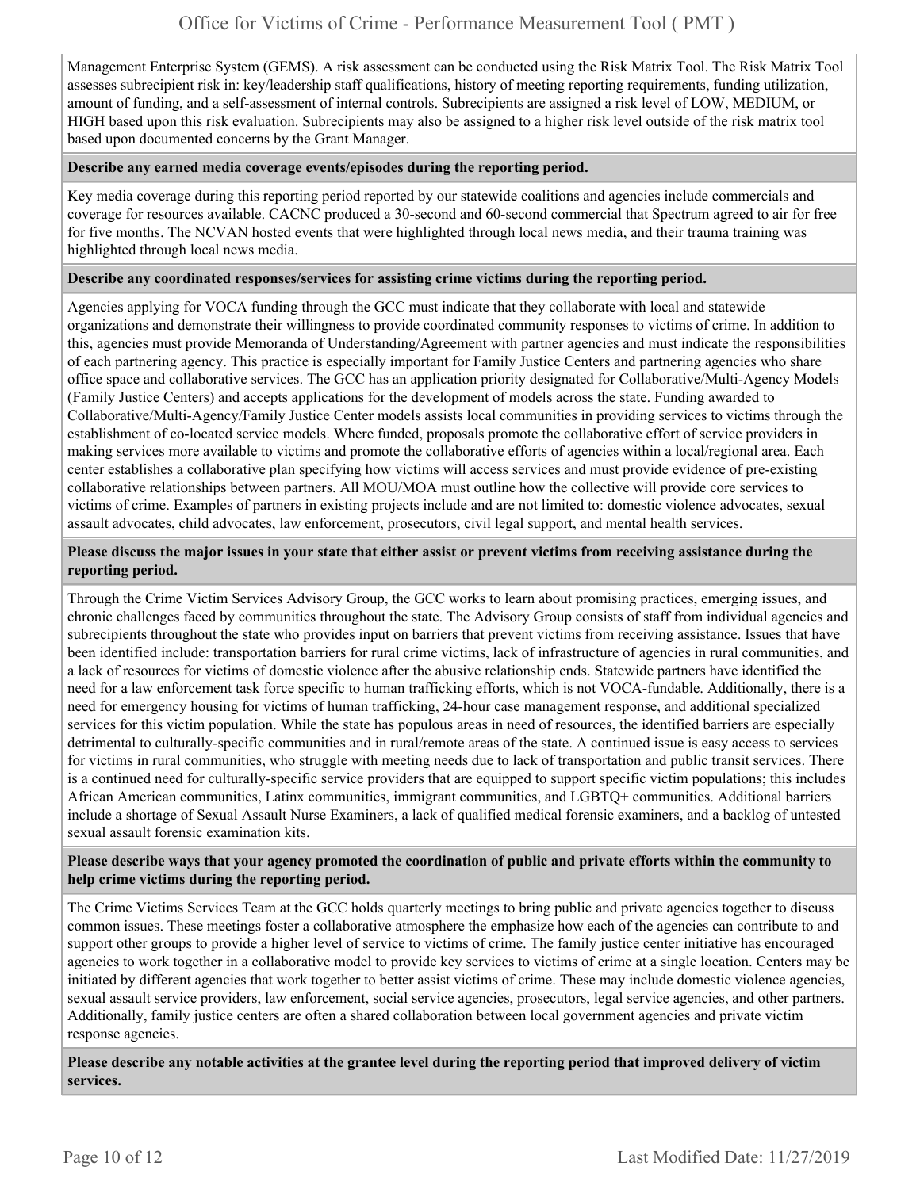Management Enterprise System (GEMS). A risk assessment can be conducted using the Risk Matrix Tool. The Risk Matrix Tool assesses subrecipient risk in: key/leadership staff qualifications, history of meeting reporting requirements, funding utilization, amount of funding, and a self-assessment of internal controls. Subrecipients are assigned a risk level of LOW, MEDIUM, or HIGH based upon this risk evaluation. Subrecipients may also be assigned to a higher risk level outside of the risk matrix tool based upon documented concerns by the Grant Manager.

**Describe any earned media coverage events/episodes during the reporting period.**

Key media coverage during this reporting period reported by our statewide coalitions and agencies include commercials and coverage for resources available. CACNC produced a 30-second and 60-second commercial that Spectrum agreed to air for free for five months. The NCVAN hosted events that were highlighted through local news media, and their trauma training was highlighted through local news media.

**Describe any coordinated responses/services for assisting crime victims during the reporting period.**

Agencies applying for VOCA funding through the GCC must indicate that they collaborate with local and statewide organizations and demonstrate their willingness to provide coordinated community responses to victims of crime. In addition to this, agencies must provide Memoranda of Understanding/Agreement with partner agencies and must indicate the responsibilities of each partnering agency. This practice is especially important for Family Justice Centers and partnering agencies who share office space and collaborative services. The GCC has an application priority designated for Collaborative/Multi-Agency Models (Family Justice Centers) and accepts applications for the development of models across the state. Funding awarded to Collaborative/Multi-Agency/Family Justice Center models assists local communities in providing services to victims through the establishment of co-located service models. Where funded, proposals promote the collaborative effort of service providers in making services more available to victims and promote the collaborative efforts of agencies within a local/regional area. Each center establishes a collaborative plan specifying how victims will access services and must provide evidence of pre-existing collaborative relationships between partners. All MOU/MOA must outline how the collective will provide core services to victims of crime. Examples of partners in existing projects include and are not limited to: domestic violence advocates, sexual assault advocates, child advocates, law enforcement, prosecutors, civil legal support, and mental health services.

**Please discuss the major issues in your state that either assist or prevent victims from receiving assistance during the reporting period.**

Through the Crime Victim Services Advisory Group, the GCC works to learn about promising practices, emerging issues, and chronic challenges faced by communities throughout the state. The Advisory Group consists of staff from individual agencies and subrecipients throughout the state who provides input on barriers that prevent victims from receiving assistance. Issues that have been identified include: transportation barriers for rural crime victims, lack of infrastructure of agencies in rural communities, and a lack of resources for victims of domestic violence after the abusive relationship ends. Statewide partners have identified the need for a law enforcement task force specific to human trafficking efforts, which is not VOCA-fundable. Additionally, there is a need for emergency housing for victims of human trafficking, 24-hour case management response, and additional specialized services for this victim population. While the state has populous areas in need of resources, the identified barriers are especially detrimental to culturally-specific communities and in rural/remote areas of the state. A continued issue is easy access to services for victims in rural communities, who struggle with meeting needs due to lack of transportation and public transit services. There is a continued need for culturally-specific service providers that are equipped to support specific victim populations; this includes African American communities, Latinx communities, immigrant communities, and LGBTQ+ communities. Additional barriers include a shortage of Sexual Assault Nurse Examiners, a lack of qualified medical forensic examiners, and a backlog of untested sexual assault forensic examination kits.

**Please describe ways that your agency promoted the coordination of public and private efforts within the community to help crime victims during the reporting period.**

The Crime Victims Services Team at the GCC holds quarterly meetings to bring public and private agencies together to discuss common issues. These meetings foster a collaborative atmosphere the emphasize how each of the agencies can contribute to and support other groups to provide a higher level of service to victims of crime. The family justice center initiative has encouraged agencies to work together in a collaborative model to provide key services to victims of crime at a single location. Centers may be initiated by different agencies that work together to better assist victims of crime. These may include domestic violence agencies, sexual assault service providers, law enforcement, social service agencies, prosecutors, legal service agencies, and other partners. Additionally, family justice centers are often a shared collaboration between local government agencies and private victim response agencies.

**Please describe any notable activities at the grantee level during the reporting period that improved delivery of victim services.**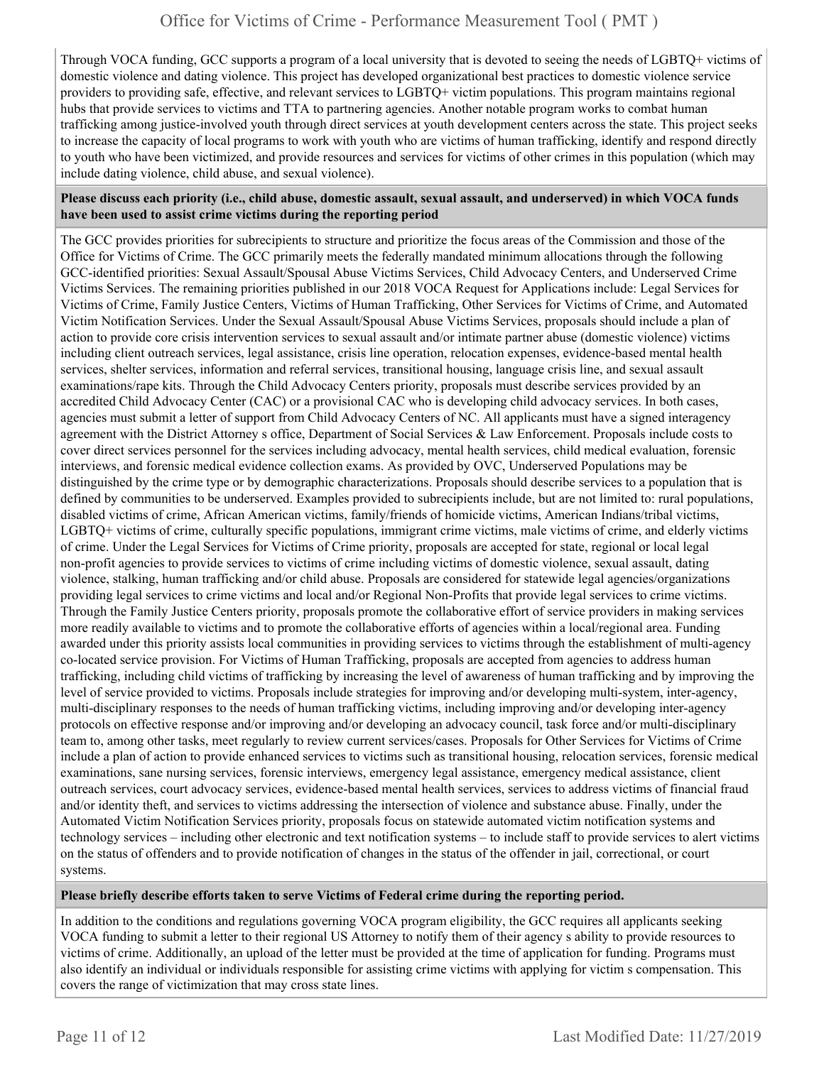Through VOCA funding, GCC supports a program of a local university that is devoted to seeing the needs of LGBTQ+ victims of domestic violence and dating violence. This project has developed organizational best practices to domestic violence service providers to providing safe, effective, and relevant services to LGBTQ+ victim populations. This program maintains regional hubs that provide services to victims and TTA to partnering agencies. Another notable program works to combat human trafficking among justice-involved youth through direct services at youth development centers across the state. This project seeks to increase the capacity of local programs to work with youth who are victims of human trafficking, identify and respond directly to youth who have been victimized, and provide resources and services for victims of other crimes in this population (which may include dating violence, child abuse, and sexual violence).

**Please discuss each priority (i.e., child abuse, domestic assault, sexual assault, and underserved) in which VOCA funds have been used to assist crime victims during the reporting period**

The GCC provides priorities for subrecipients to structure and prioritize the focus areas of the Commission and those of the Office for Victims of Crime. The GCC primarily meets the federally mandated minimum allocations through the following GCC-identified priorities: Sexual Assault/Spousal Abuse Victims Services, Child Advocacy Centers, and Underserved Crime Victims Services. The remaining priorities published in our 2018 VOCA Request for Applications include: Legal Services for Victims of Crime, Family Justice Centers, Victims of Human Trafficking, Other Services for Victims of Crime, and Automated Victim Notification Services. Under the Sexual Assault/Spousal Abuse Victims Services, proposals should include a plan of action to provide core crisis intervention services to sexual assault and/or intimate partner abuse (domestic violence) victims including client outreach services, legal assistance, crisis line operation, relocation expenses, evidence-based mental health services, shelter services, information and referral services, transitional housing, language crisis line, and sexual assault examinations/rape kits. Through the Child Advocacy Centers priority, proposals must describe services provided by an accredited Child Advocacy Center (CAC) or a provisional CAC who is developing child advocacy services. In both cases, agencies must submit a letter of support from Child Advocacy Centers of NC. All applicants must have a signed interagency agreement with the District Attorney s office, Department of Social Services & Law Enforcement. Proposals include costs to cover direct services personnel for the services including advocacy, mental health services, child medical evaluation, forensic interviews, and forensic medical evidence collection exams. As provided by OVC, Underserved Populations may be distinguished by the crime type or by demographic characterizations. Proposals should describe services to a population that is defined by communities to be underserved. Examples provided to subrecipients include, but are not limited to: rural populations, disabled victims of crime, African American victims, family/friends of homicide victims, American Indians/tribal victims, LGBTQ+ victims of crime, culturally specific populations, immigrant crime victims, male victims of crime, and elderly victims of crime. Under the Legal Services for Victims of Crime priority, proposals are accepted for state, regional or local legal non-profit agencies to provide services to victims of crime including victims of domestic violence, sexual assault, dating violence, stalking, human trafficking and/or child abuse. Proposals are considered for statewide legal agencies/organizations providing legal services to crime victims and local and/or Regional Non-Profits that provide legal services to crime victims. Through the Family Justice Centers priority, proposals promote the collaborative effort of service providers in making services more readily available to victims and to promote the collaborative efforts of agencies within a local/regional area. Funding awarded under this priority assists local communities in providing services to victims through the establishment of multi-agency co-located service provision. For Victims of Human Trafficking, proposals are accepted from agencies to address human trafficking, including child victims of trafficking by increasing the level of awareness of human trafficking and by improving the level of service provided to victims. Proposals include strategies for improving and/or developing multi-system, inter-agency, multi-disciplinary responses to the needs of human trafficking victims, including improving and/or developing inter-agency protocols on effective response and/or improving and/or developing an advocacy council, task force and/or multi-disciplinary team to, among other tasks, meet regularly to review current services/cases. Proposals for Other Services for Victims of Crime include a plan of action to provide enhanced services to victims such as transitional housing, relocation services, forensic medical examinations, sane nursing services, forensic interviews, emergency legal assistance, emergency medical assistance, client outreach services, court advocacy services, evidence-based mental health services, services to address victims of financial fraud and/or identity theft, and services to victims addressing the intersection of violence and substance abuse. Finally, under the Automated Victim Notification Services priority, proposals focus on statewide automated victim notification systems and technology services – including other electronic and text notification systems – to include staff to provide services to alert victims on the status of offenders and to provide notification of changes in the status of the offender in jail, correctional, or court systems.

**Please briefly describe efforts taken to serve Victims of Federal crime during the reporting period.**

In addition to the conditions and regulations governing VOCA program eligibility, the GCC requires all applicants seeking VOCA funding to submit a letter to their regional US Attorney to notify them of their agency s ability to provide resources to victims of crime. Additionally, an upload of the letter must be provided at the time of application for funding. Programs must also identify an individual or individuals responsible for assisting crime victims with applying for victim s compensation. This covers the range of victimization that may cross state lines.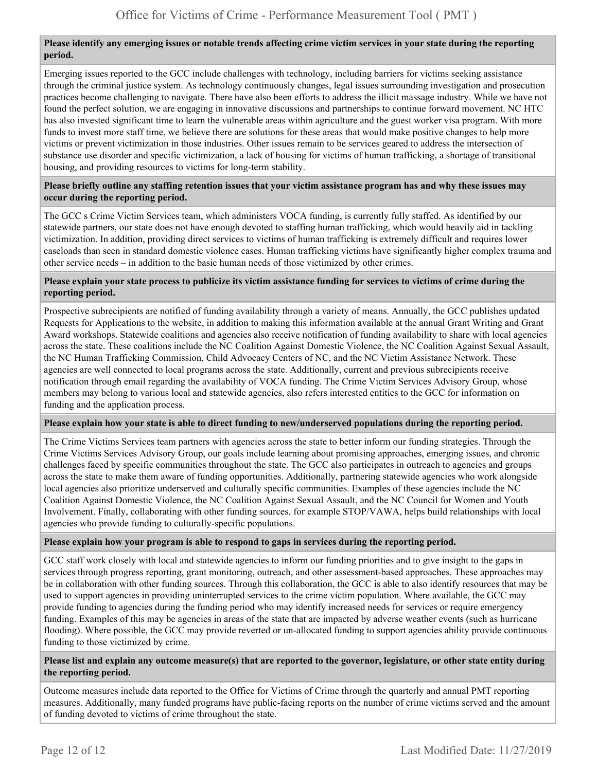**Please identify any emerging issues or notable trends affecting crime victim services in your state during the reporting period.**

Emerging issues reported to the GCC include challenges with technology, including barriers for victims seeking assistance through the criminal justice system. As technology continuously changes, legal issues surrounding investigation and prosecution practices become challenging to navigate. There have also been efforts to address the illicit massage industry. While we have not found the perfect solution, we are engaging in innovative discussions and partnerships to continue forward movement. NC HTC has also invested significant time to learn the vulnerable areas within agriculture and the guest worker visa program. With more funds to invest more staff time, we believe there are solutions for these areas that would make positive changes to help more victims or prevent victimization in those industries. Other issues remain to be services geared to address the intersection of substance use disorder and specific victimization, a lack of housing for victims of human trafficking, a shortage of transitional housing, and providing resources to victims for long-term stability.

**Please briefly outline any staffing retention issues that your victim assistance program has and why these issues may occur during the reporting period.**

The GCC s Crime Victim Services team, which administers VOCA funding, is currently fully staffed. As identified by our statewide partners, our state does not have enough devoted to staffing human trafficking, which would heavily aid in tackling victimization. In addition, providing direct services to victims of human trafficking is extremely difficult and requires lower caseloads than seen in standard domestic violence cases. Human trafficking victims have significantly higher complex trauma and other service needs – in addition to the basic human needs of those victimized by other crimes.

**Please explain your state process to publicize its victim assistance funding for services to victims of crime during the reporting period.**

Prospective subrecipients are notified of funding availability through a variety of means. Annually, the GCC publishes updated Requests for Applications to the website, in addition to making this information available at the annual Grant Writing and Grant Award workshops. Statewide coalitions and agencies also receive notification of funding availability to share with local agencies across the state. These coalitions include the NC Coalition Against Domestic Violence, the NC Coalition Against Sexual Assault, the NC Human Trafficking Commission, Child Advocacy Centers of NC, and the NC Victim Assistance Network. These agencies are well connected to local programs across the state. Additionally, current and previous subrecipients receive notification through email regarding the availability of VOCA funding. The Crime Victim Services Advisory Group, whose members may belong to various local and statewide agencies, also refers interested entities to the GCC for information on funding and the application process.

**Please explain how your state is able to direct funding to new/underserved populations during the reporting period.**

The Crime Victims Services team partners with agencies across the state to better inform our funding strategies. Through the Crime Victims Services Advisory Group, our goals include learning about promising approaches, emerging issues, and chronic challenges faced by specific communities throughout the state. The GCC also participates in outreach to agencies and groups across the state to make them aware of funding opportunities. Additionally, partnering statewide agencies who work alongside local agencies also prioritize underserved and culturally specific communities. Examples of these agencies include the NC Coalition Against Domestic Violence, the NC Coalition Against Sexual Assault, and the NC Council for Women and Youth Involvement. Finally, collaborating with other funding sources, for example STOP/VAWA, helps build relationships with local agencies who provide funding to culturally-specific populations.

**Please explain how your program is able to respond to gaps in services during the reporting period.**

GCC staff work closely with local and statewide agencies to inform our funding priorities and to give insight to the gaps in services through progress reporting, grant monitoring, outreach, and other assessment-based approaches. These approaches may be in collaboration with other funding sources. Through this collaboration, the GCC is able to also identify resources that may be used to support agencies in providing uninterrupted services to the crime victim population. Where available, the GCC may provide funding to agencies during the funding period who may identify increased needs for services or require emergency funding. Examples of this may be agencies in areas of the state that are impacted by adverse weather events (such as hurricane flooding). Where possible, the GCC may provide reverted or un-allocated funding to support agencies ability provide continuous funding to those victimized by crime.

**Please list and explain any outcome measure(s) that are reported to the governor, legislature, or other state entity during the reporting period.**

Outcome measures include data reported to the Office for Victims of Crime through the quarterly and annual PMT reporting measures. Additionally, many funded programs have public-facing reports on the number of crime victims served and the amount of funding devoted to victims of crime throughout the state.